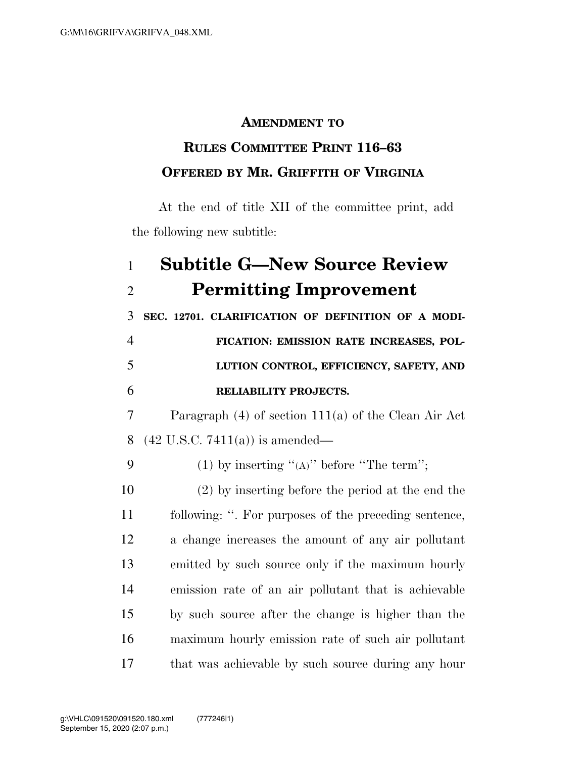**AMENDMENT TO**

**RULES COMMITTEE PRINT 116–63**

**OFFERED BY MR. GRIFFITH OF VIRGINIA**

At the end of title XII of the committee print, add the following new subtitle:

# Subtitle G—New Source Review Permitting Improvement

**SEC. 12701. CLARIFICATION OF DEFINITION OF A MODIFICATION: EMISSION RATE INCREASES, POLLUTION CONTROL, EFFICIENCY, SAFETY, AND RELIABILITY PROJECTS.**

Paragraph (4) of section 111(a) of the Clean Air Act (42 U.S.C. 7411(a)) is amended—

(1) by inserting "(A)" before "The term";

(2) by inserting before the period at the end the following: ". For purposes of the preceding sentence, a change increases the amount of any air pollutant emitted by such source only if the maximum hourly emission rate of an air pollutant that is achievable by such source after the change is higher than the maximum hourly emission rate of such air pollutant that was achievable by such source during any hour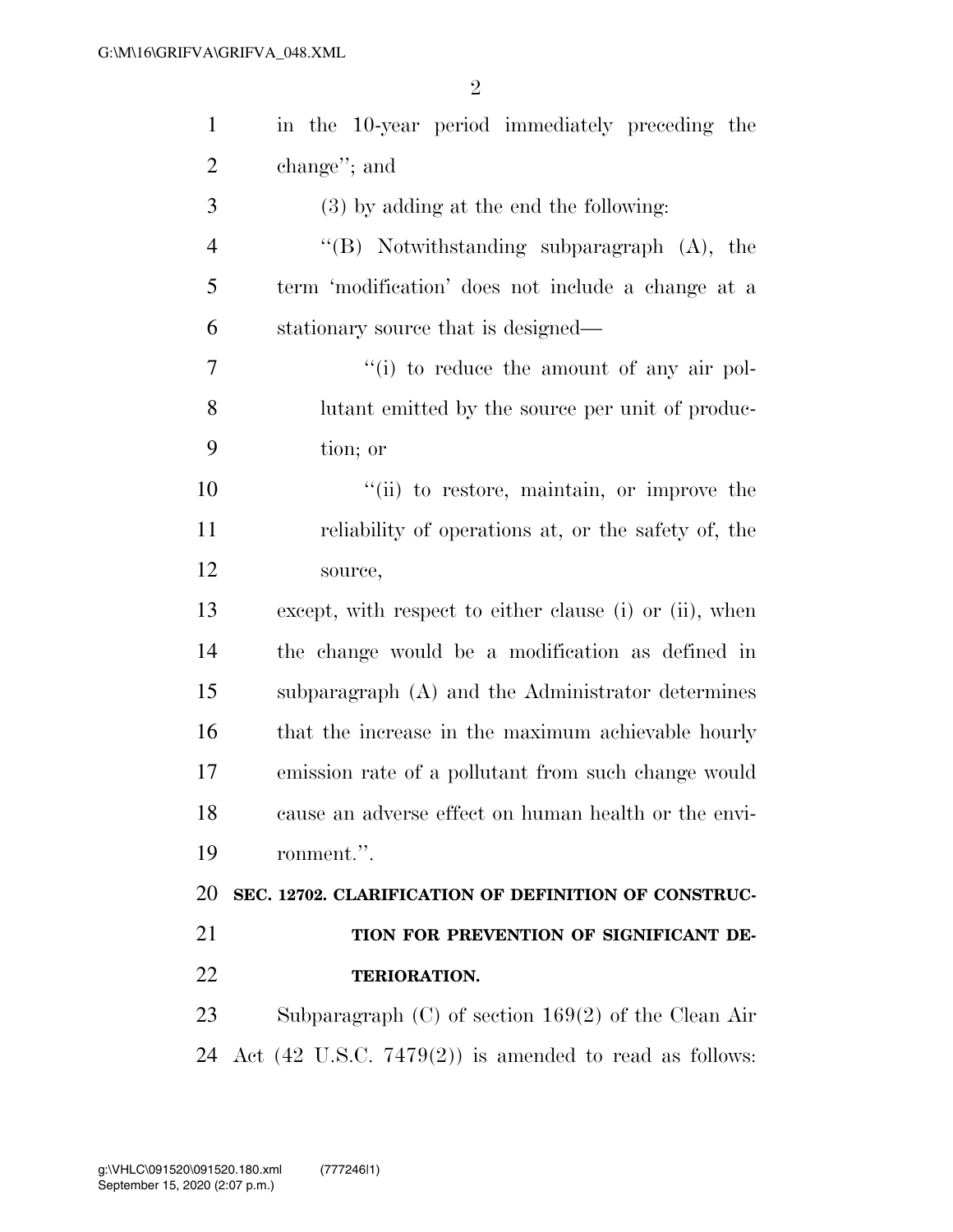in the 10-year period immediately preceding the change''; and

(3) by adding at the end the following:

''(B) Notwithstanding subparagraph (A), the term 'modification' does not include a change at a stationary source that is designed—

''(i) to reduce the amount of any air pollutant emitted by the source per unit of production; or

''(ii) to restore, maintain, or improve the reliability of operations at, or the safety of, the source,

except, with respect to either clause (i) or (ii), when the change would be a modification as defined in subparagraph (A) and the Administrator determines that the increase in the maximum achievable hourly emission rate of a pollutant from such change would cause an adverse effect on human health or the environment.''.

**SEC. 12702. CLARIFICATION OF DEFINITION OF CONSTRUCTION FOR PREVENTION OF SIGNIFICANT DETERIORATION.**

Subparagraph (C) of section 169(2) of the Clean Air Act (42 U.S.C. 7479(2)) is amended to read as follows: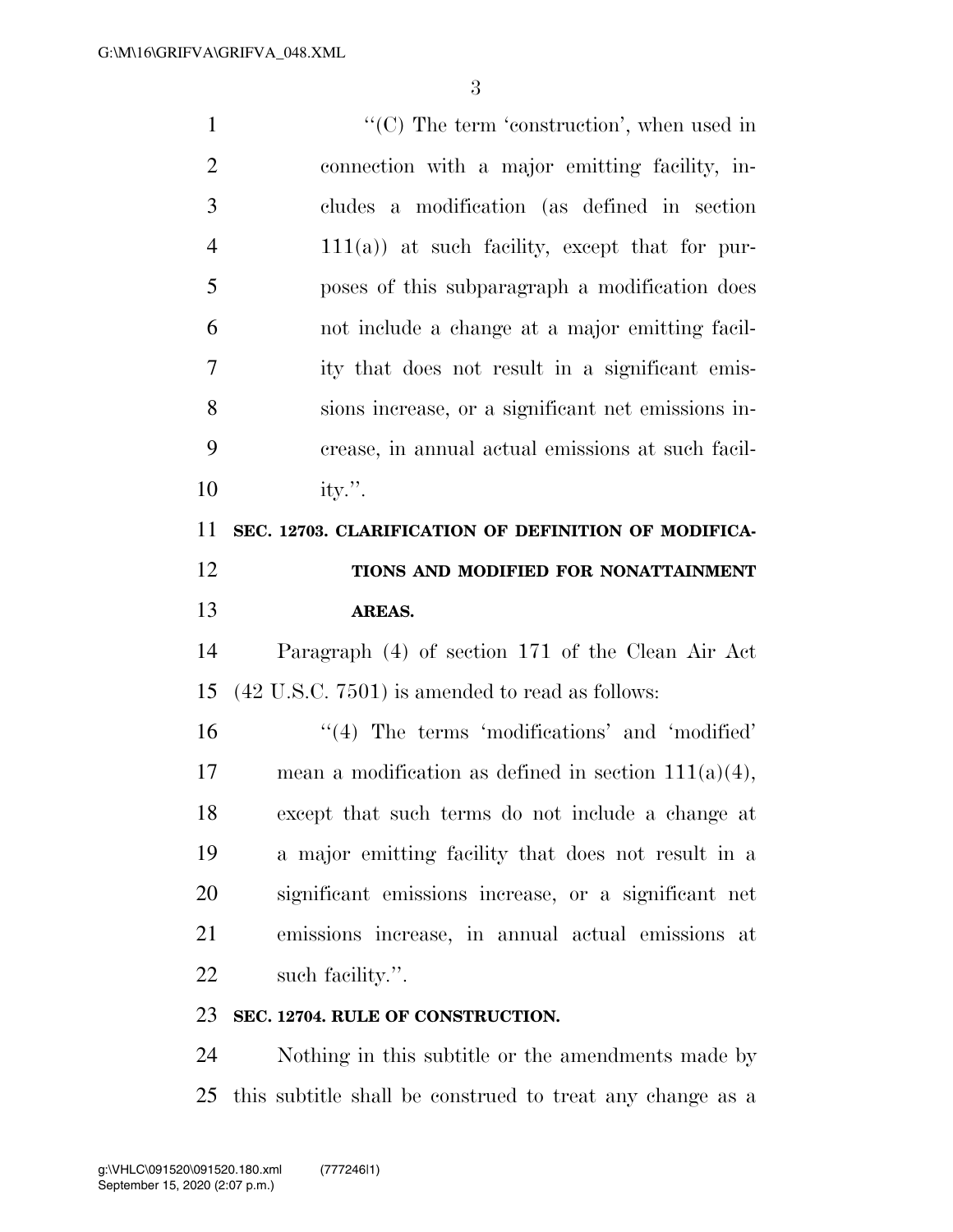"(C) The term 'construction', when used in connection with a major emitting facility, includes a modification (as defined in section 111(a)) at such facility, except that for purposes of this subparagraph a modification does not include a change at a major emitting facility that does not result in a significant emissions increase, or a significant net emissions increase, in annual actual emissions at such facility.".

**SEC. 12703. CLARIFICATION OF DEFINITION OF MODIFICATIONS AND MODIFIED FOR NONATTAINMENT AREAS.**

Paragraph (4) of section 171 of the Clean Air Act (42 U.S.C. 7501) is amended to read as follows:

"(4) The terms 'modifications' and 'modified' mean a modification as defined in section 111(a)(4), except that such terms do not include a change at a major emitting facility that does not result in a significant emissions increase, or a significant net emissions increase, in annual actual emissions at such facility.".

**SEC. 12704. RULE OF CONSTRUCTION.**

Nothing in this subtitle or the amendments made by this subtitle shall be construed to treat any change as a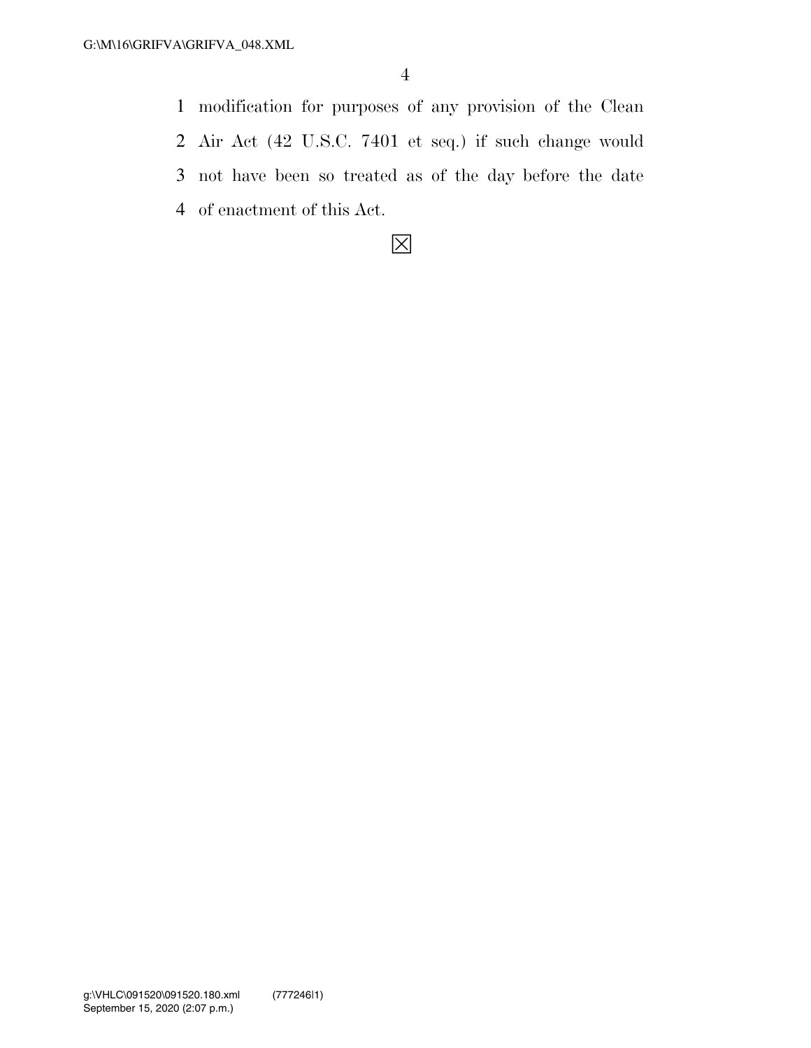modification for purposes of any provision of the Clean Air Act (42 U.S.C. 7401 et seq.) if such change would not have been so treated as of the day before the date of enactment of this Act.